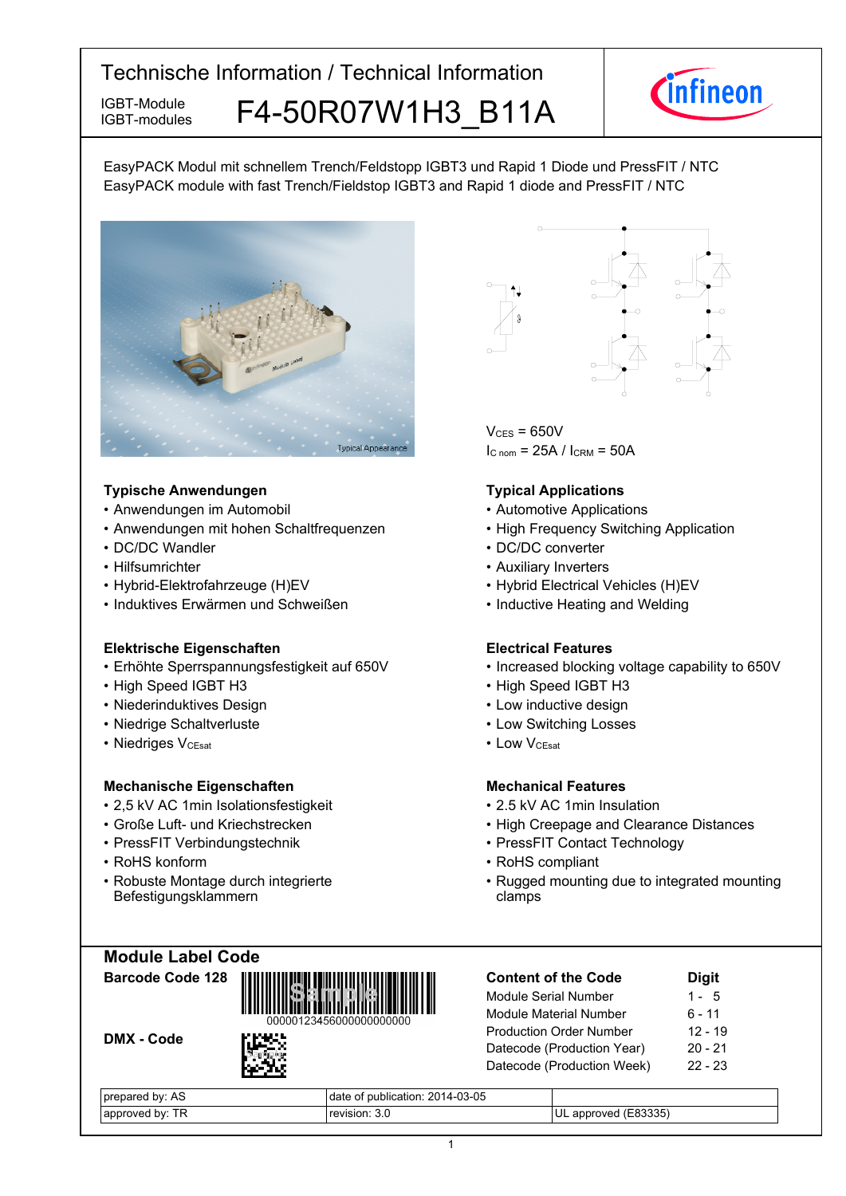# Technische Information / Technical Information

IGBT-Module
IGBT-modules

## F4-50R07W1H3_B11A

EasyPACK Modul mit schnellem Trench/Feldstopp IGBT3 und Rapid 1 Diode und PressFIT / NTC
EasyPACK module with fast Trench/Fieldstop IGBT3 and Rapid 1 diode and PressFIT / NTC

Typical Appearance

$V_{CES}$ = 650V
$I_{C\,nom}$ = 25A / $I_{CRM}$ = 50A

### Typische Anwendungen

- Anwendungen im Automobil
- Anwendungen mit hohen Schaltfrequenzen
- DC/DC Wandler
- Hilfsumrichter
- Hybrid-Elektrofahrzeuge (H)EV
- Induktives Erwärmen und Schweißen

### Typical Applications

- Automotive Applications
- High Frequency Switching Application
- DC/DC converter
- Auxiliary Inverters
- Hybrid Electrical Vehicles (H)EV
- Inductive Heating and Welding

### Elektrische Eigenschaften

- Erhöhte Sperrspannungsfestigkeit auf 650V
- High Speed IGBT H3
- Niederinduktives Design
- Niedrige Schaltverluste
- Niedriges $V_{CEsat}$

### Electrical Features

- Increased blocking voltage capability to 650V
- High Speed IGBT H3
- Low inductive design
- Low Switching Losses
- Low $V_{CEsat}$

### Mechanische Eigenschaften

- 2,5 kV AC 1min Isolationsfestigkeit
- Große Luft- und Kriechstrecken
- PressFIT Verbindungstechnik
- RoHS konform
- Robuste Montage durch integrierte Befestigungsklammern

### Mechanical Features

- 2.5 kV AC 1min Insulation
- High Creepage and Clearance Distances
- PressFIT Contact Technology
- RoHS compliant
- Rugged mounting due to integrated mounting clamps

## Module Label Code

**Barcode Code 128**

00000123456000000000000

**DMX - Code**

| Content of the Code | Digit |
|---|---|
| Module Serial Number | 1 - 5 |
| Module Material Number | 6 - 11 |
| Production Order Number | 12 - 19 |
| Datecode (Production Year) | 20 - 21 |
| Datecode (Production Week) | 22 - 23 |

| prepared by: AS | date of publication: 2014-03-05 | |
|---|---|---|
| approved by: TR | revision: 3.0 | UL approved (E83335) |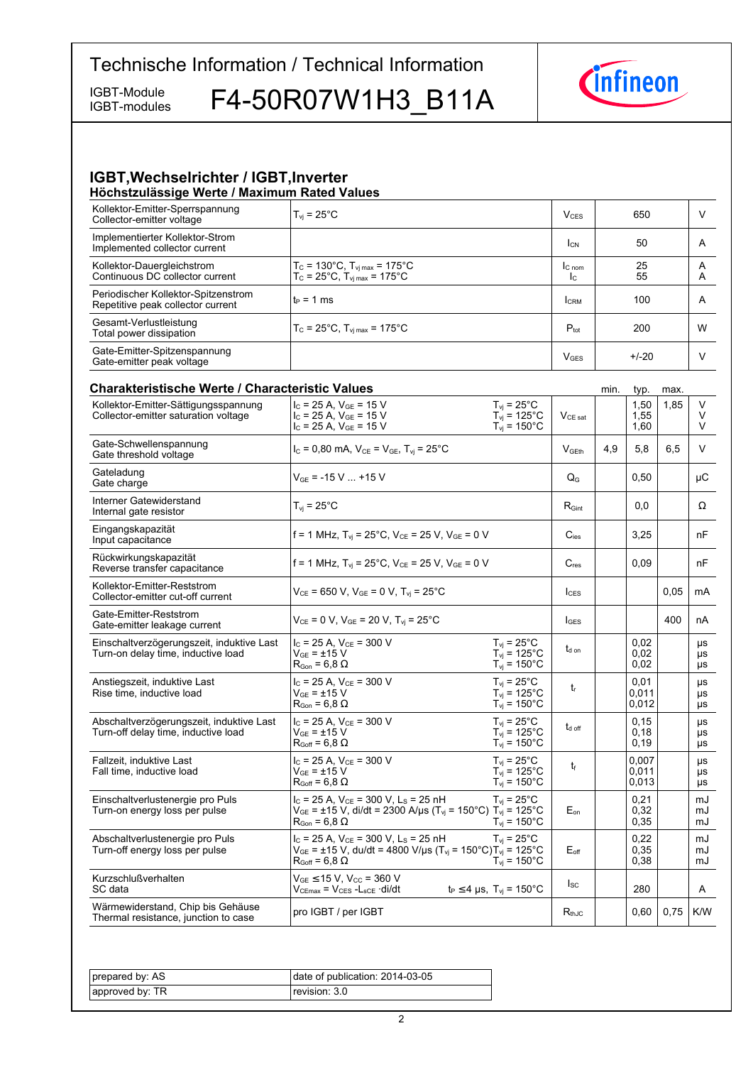# Technische Information / Technical Information

IGBT-Module
IGBT-modules

# F4-50R07W1H3_B11A

## IGBT,Wechselrichter / IGBT,Inverter

### Höchstzulässige Werte / Maximum Rated Values

| | | | | |
|---|---|---|---|---|
| Kollektor-Emitter-Sperrspannung<br>Collector-emitter voltage | $T_{vj}$ = 25°C | $V_{CES}$ | 650 | V |
| Implementierter Kollektor-Strom<br>Implemented collector current | | $I_{CN}$ | 50 | A |
| Kollektor-Dauergleichstrom<br>Continuous DC collector current | $T_C$ = 130°C, $T_{vj\,max}$ = 175°C<br>$T_C$ = 25°C, $T_{vj\,max}$ = 175°C | $I_{C\,nom}$<br>$I_C$ | 25<br>55 | A<br>A |
| Periodischer Kollektor-Spitzenstrom<br>Repetitive peak collector current | $t_P$ = 1 ms | $I_{CRM}$ | 100 | A |
| Gesamt-Verlustleistung<br>Total power dissipation | $T_C$ = 25°C, $T_{vj\,max}$ = 175°C | $P_{tot}$ | 200 | W |
| Gate-Emitter-Spitzenspannung<br>Gate-emitter peak voltage | | $V_{GES}$ | +/-20 | V |

### Charakteristische Werte / Characteristic Values

| | | | | min. | typ. | max. | |
|---|---|---|---|---|---|---|---|
| Kollektor-Emitter-Sättigungsspannung<br>Collector-emitter saturation voltage | $I_C$ = 25 A, $V_{GE}$ = 15 V<br>$I_C$ = 25 A, $V_{GE}$ = 15 V<br>$I_C$ = 25 A, $V_{GE}$ = 15 V | $T_{vj}$ = 25°C<br>$T_{vj}$ = 125°C<br>$T_{vj}$ = 150°C | $V_{CE\,sat}$ | | 1,50<br>1,55<br>1,60 | 1,85 | V<br>V<br>V |
| Gate-Schwellenspannung<br>Gate threshold voltage | $I_C$ = 0,80 mA, $V_{CE}$ = $V_{GE}$, $T_{vj}$ = 25°C | | $V_{GEth}$ | 4,9 | 5,8 | 6,5 | V |
| Gateladung<br>Gate charge | $V_{GE}$ = -15 V ... +15 V | | $Q_G$ | | 0,50 | | µC |
| Interner Gatewiderstand<br>Internal gate resistor | $T_{vj}$ = 25°C | | $R_{Gint}$ | | 0,0 | | Ω |
| Eingangskapazität<br>Input capacitance | f = 1 MHz, $T_{vj}$ = 25°C, $V_{CE}$ = 25 V, $V_{GE}$ = 0 V | | $C_{ies}$ | | 3,25 | | nF |
| Rückwirkungskapazität<br>Reverse transfer capacitance | f = 1 MHz, $T_{vj}$ = 25°C, $V_{CE}$ = 25 V, $V_{GE}$ = 0 V | | $C_{res}$ | | 0,09 | | nF |
| Kollektor-Emitter-Reststrom<br>Collector-emitter cut-off current | $V_{CE}$ = 650 V, $V_{GE}$ = 0 V, $T_{vj}$ = 25°C | | $I_{CES}$ | | | 0,05 | mA |
| Gate-Emitter-Reststrom<br>Gate-emitter leakage current | $V_{CE}$ = 0 V, $V_{GE}$ = 20 V, $T_{vj}$ = 25°C | | $I_{GES}$ | | | 400 | nA |
| Einschaltverzögerungszeit, induktive Last<br>Turn-on delay time, inductive load | $I_C$ = 25 A, $V_{CE}$ = 300 V<br>$V_{GE}$ = ±15 V<br>$R_{Gon}$ = 6,8 Ω | $T_{vj}$ = 25°C<br>$T_{vj}$ = 125°C<br>$T_{vj}$ = 150°C | $t_{d\,on}$ | | 0,02<br>0,02<br>0,02 | | µs<br>µs<br>µs |
| Anstiegszeit, induktive Last<br>Rise time, inductive load | $I_C$ = 25 A, $V_{CE}$ = 300 V<br>$V_{GE}$ = ±15 V<br>$R_{Gon}$ = 6,8 Ω | $T_{vj}$ = 25°C<br>$T_{vj}$ = 125°C<br>$T_{vj}$ = 150°C | $t_r$ | | 0,01<br>0,011<br>0,012 | | µs<br>µs<br>µs |
| Abschaltverzögerungszeit, induktive Last<br>Turn-off delay time, inductive load | $I_C$ = 25 A, $V_{CE}$ = 300 V<br>$V_{GE}$ = ±15 V<br>$R_{Goff}$ = 6,8 Ω | $T_{vj}$ = 25°C<br>$T_{vj}$ = 125°C<br>$T_{vj}$ = 150°C | $t_{d\,off}$ | | 0,15<br>0,18<br>0,19 | | µs<br>µs<br>µs |
| Fallzeit, induktive Last<br>Fall time, inductive load | $I_C$ = 25 A, $V_{CE}$ = 300 V<br>$V_{GE}$ = ±15 V<br>$R_{Goff}$ = 6,8 Ω | $T_{vj}$ = 25°C<br>$T_{vj}$ = 125°C<br>$T_{vj}$ = 150°C | $t_f$ | | 0,007<br>0,011<br>0,013 | | µs<br>µs<br>µs |
| Einschaltverlustenergie pro Puls<br>Turn-on energy loss per pulse | $I_C$ = 25 A, $V_{CE}$ = 300 V, $L_S$ = 25 nH<br>$V_{GE}$ = ±15 V, di/dt = 2300 A/µs ($T_{vj}$ = 150°C)<br>$R_{Gon}$ = 6,8 Ω | $T_{vj}$ = 25°C<br>$T_{vj}$ = 125°C<br>$T_{vj}$ = 150°C | $E_{on}$ | | 0,21<br>0,32<br>0,35 | | mJ<br>mJ<br>mJ |
| Abschaltverlustenergie pro Puls<br>Turn-off energy loss per pulse | $I_C$ = 25 A, $V_{CE}$ = 300 V, $L_S$ = 25 nH<br>$V_{GE}$ = ±15 V, du/dt = 4800 V/µs ($T_{vj}$ = 150°C)<br>$R_{Goff}$ = 6,8 Ω | $T_{vj}$ = 25°C<br>$T_{vj}$ = 125°C<br>$T_{vj}$ = 150°C | $E_{off}$ | | 0,22<br>0,35<br>0,38 | | mJ<br>mJ<br>mJ |
| Kurzschlußverhalten<br>SC data | $V_{GE}$ ≤15 V, $V_{CC}$ = 360 V<br>$V_{CEmax}$ = $V_{CES}$ -$L_{sCE}$ ·di/dt | $t_P$ ≤4 µs, $T_{vj}$ = 150°C | $I_{SC}$ | | 280 | | A |
| Wärmewiderstand, Chip bis Gehäuse<br>Thermal resistance, junction to case | pro IGBT / per IGBT | | $R_{thJC}$ | | 0,60 | 0,75 | K/W |

| | |
|---|---|
| prepared by: AS | date of publication: 2014-03-05 |
| approved by: TR | revision: 3.0 |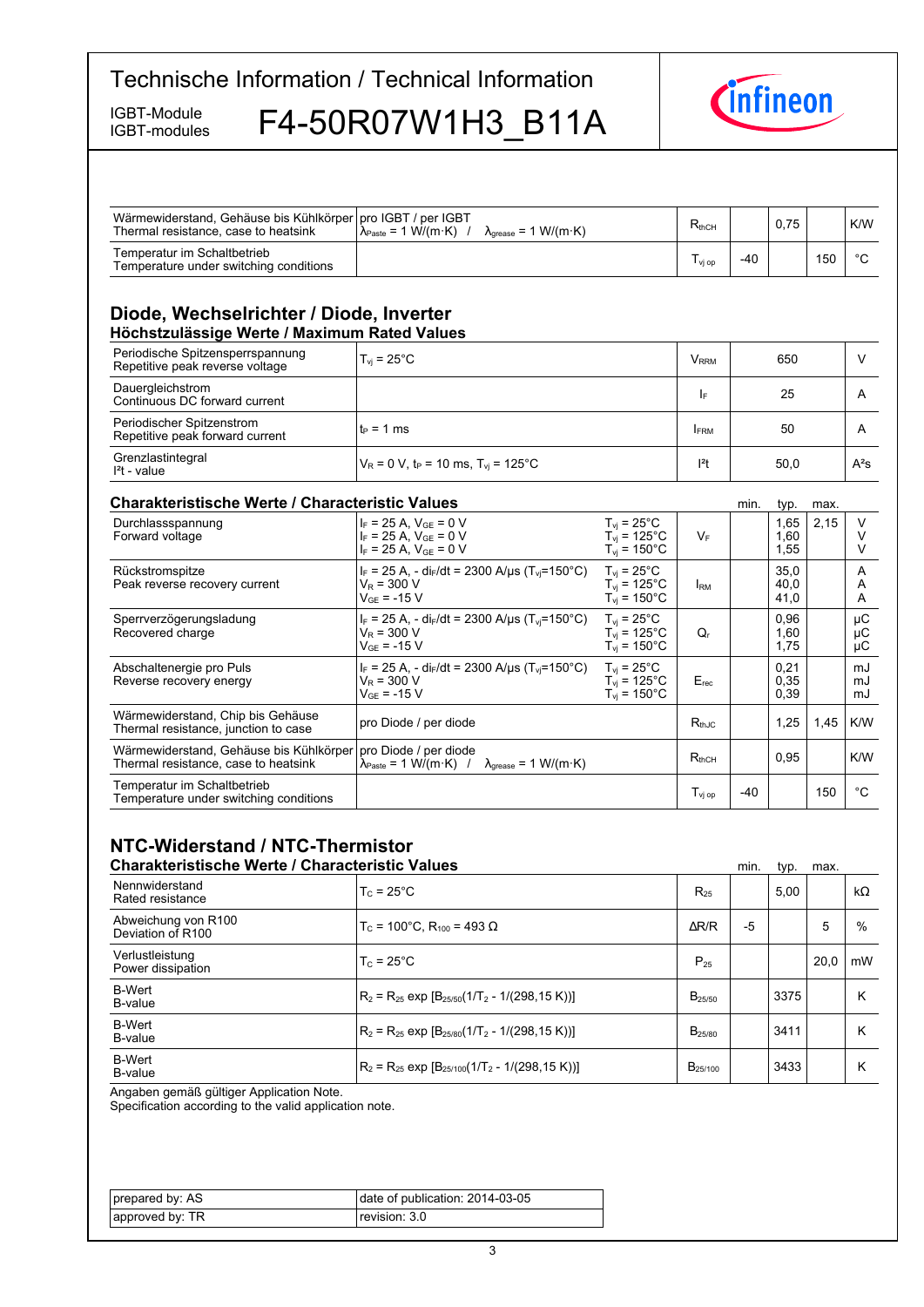| | | | min. | typ. | max. | |
|---|---|---|---|---|---|---|
| Wärmewiderstand, Gehäuse bis Kühlkörper<br>Thermal resistance, case to heatsink | pro IGBT / per IGBT<br>$\lambda_{Paste}$ = 1 W/(m·K) / $\lambda_{grease}$ = 1 W/(m·K) | $R_{thCH}$ | | 0,75 | | K/W |
| Temperatur im Schaltbetrieb<br>Temperature under switching conditions | | $T_{vj\ op}$ | -40 | | 150 | °C |

## Diode, Wechselrichter / Diode, Inverter

### Höchstzulässige Werte / Maximum Rated Values

| | | | | |
|---|---|---|---|---|
| Periodische Spitzensperrspannung<br>Repetitive peak reverse voltage | $T_{vj}$ = 25°C | $V_{RRM}$ | 650 | V |
| Dauergleichstrom<br>Continuous DC forward current | | $I_F$ | 25 | A |
| Periodischer Spitzenstrom<br>Repetitive peak forward current | $t_P$ = 1 ms | $I_{FRM}$ | 50 | A |
| Grenzlastintegral<br>$I^2t$ - value | $V_R$ = 0 V, $t_P$ = 10 ms, $T_{vj}$ = 125°C | $I^2t$ | 50,0 | A²s |

### Charakteristische Werte / Characteristic Values

| | | | | min. | typ. | max. | |
|---|---|---|---|---|---|---|---|
| Durchlassspannung<br>Forward voltage | $I_F$ = 25 A, $V_{GE}$ = 0 V<br>$I_F$ = 25 A, $V_{GE}$ = 0 V<br>$I_F$ = 25 A, $V_{GE}$ = 0 V | $T_{vj}$ = 25°C<br>$T_{vj}$ = 125°C<br>$T_{vj}$ = 150°C | $V_F$ | | 1,65<br>1,60<br>1,55 | 2,15 | V<br>V<br>V |
| Rückstromspitze<br>Peak reverse recovery current | $I_F$ = 25 A, - $di_F/dt$ = 2300 A/µs ($T_{vj}$=150°C)<br>$V_R$ = 300 V<br>$V_{GE}$ = -15 V | $T_{vj}$ = 25°C<br>$T_{vj}$ = 125°C<br>$T_{vj}$ = 150°C | $I_{RM}$ | | 35,0<br>40,0<br>41,0 | | A<br>A<br>A |
| Sperrverzögerungsladung<br>Recovered charge | $I_F$ = 25 A, - $di_F/dt$ = 2300 A/µs ($T_{vj}$=150°C)<br>$V_R$ = 300 V<br>$V_{GE}$ = -15 V | $T_{vj}$ = 25°C<br>$T_{vj}$ = 125°C<br>$T_{vj}$ = 150°C | $Q_r$ | | 0,96<br>1,60<br>1,75 | | µC<br>µC<br>µC |
| Abschaltenergie pro Puls<br>Reverse recovery energy | $I_F$ = 25 A, - $di_F/dt$ = 2300 A/µs ($T_{vj}$=150°C)<br>$V_R$ = 300 V<br>$V_{GE}$ = -15 V | $T_{vj}$ = 25°C<br>$T_{vj}$ = 125°C<br>$T_{vj}$ = 150°C | $E_{rec}$ | | 0,21<br>0,35<br>0,39 | | mJ<br>mJ<br>mJ |
| Wärmewiderstand, Chip bis Gehäuse<br>Thermal resistance, junction to case | pro Diode / per diode | | $R_{thJC}$ | | 1,25 | 1,45 | K/W |
| Wärmewiderstand, Gehäuse bis Kühlkörper<br>Thermal resistance, case to heatsink | pro Diode / per diode<br>$\lambda_{Paste}$ = 1 W/(m·K) / $\lambda_{grease}$ = 1 W/(m·K) | | $R_{thCH}$ | | 0,95 | | K/W |
| Temperatur im Schaltbetrieb<br>Temperature under switching conditions | | | $T_{vj\ op}$ | -40 | | 150 | °C |

## NTC-Widerstand / NTC-Thermistor

### Charakteristische Werte / Characteristic Values

| | | | min. | typ. | max. | |
|---|---|---|---|---|---|---|
| Nennwiderstand<br>Rated resistance | $T_C$ = 25°C | $R_{25}$ | | 5,00 | | kΩ |
| Abweichung von R100<br>Deviation of R100 | $T_C$ = 100°C, $R_{100}$ = 493 Ω | ΔR/R | -5 | | 5 | % |
| Verlustleistung<br>Power dissipation | $T_C$ = 25°C | $P_{25}$ | | | 20,0 | mW |
| B-Wert<br>B-value | $R_2 = R_{25} \exp [B_{25/50}(1/T_2 - 1/(298{,}15\ K))]$ | $B_{25/50}$ | | 3375 | | K |
| B-Wert<br>B-value | $R_2 = R_{25} \exp [B_{25/80}(1/T_2 - 1/(298{,}15\ K))]$ | $B_{25/80}$ | | 3411 | | K |
| B-Wert<br>B-value | $R_2 = R_{25} \exp [B_{25/100}(1/T_2 - 1/(298{,}15\ K))]$ | $B_{25/100}$ | | 3433 | | K |

Angaben gemäß gültiger Application Note.
Specification according to the valid application note.

| | |
|---|---|
| prepared by: AS | date of publication: 2014-03-05 |
| approved by: TR | revision: 3.0 |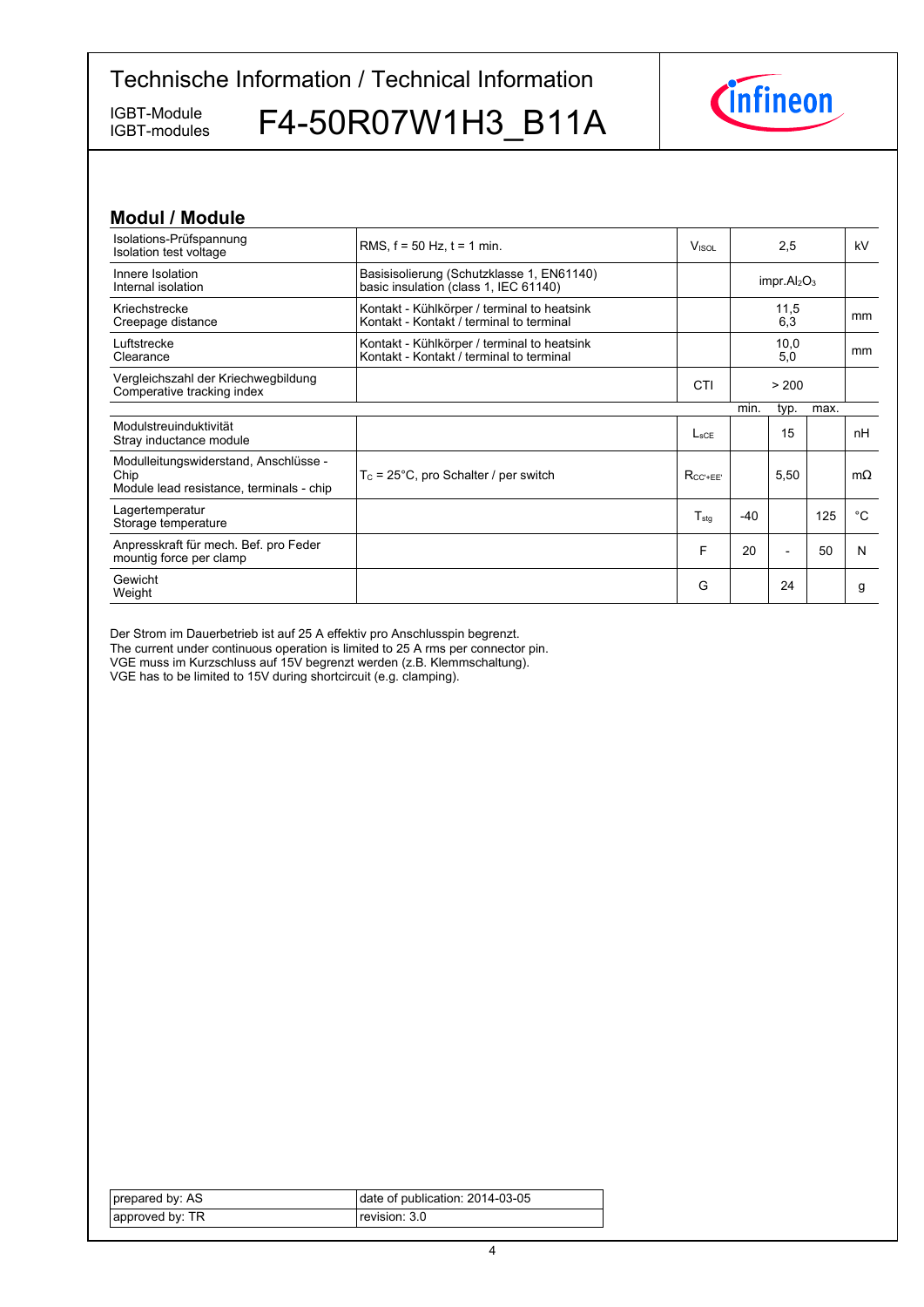## Modul / Module

| | | | | | | |
|---|---|---|---|---|---|---|
| Isolations-Prüfspannung<br>Isolation test voltage | RMS, f = 50 Hz, t = 1 min. | $V_{ISOL}$ | | 2,5 | | kV |
| Innere Isolation<br>Internal isolation | Basisisolierung (Schutzklasse 1, EN61140)<br>basic insulation (class 1, IEC 61140) | | | impr.$Al_2O_3$ | | |
| Kriechstrecke<br>Creepage distance | Kontakt - Kühlkörper / terminal to heatsink<br>Kontakt - Kontakt / terminal to terminal | | | 11,5<br>6,3 | | mm |
| Luftstrecke<br>Clearance | Kontakt - Kühlkörper / terminal to heatsink<br>Kontakt - Kontakt / terminal to terminal | | | 10,0<br>5,0 | | mm |
| Vergleichszahl der Kriechwegbildung<br>Comperative tracking index | | CTI | | > 200 | | |
| | | | min. | typ. | max. | |
| Modulstreuinduktivität<br>Stray inductance module | | $L_{sCE}$ | | 15 | | nH |
| Modulleitungswiderstand, Anschlüsse - Chip<br>Module lead resistance, terminals - chip | $T_C$ = 25°C, pro Schalter / per switch | $R_{CC'+EE'}$ | | 5,50 | | mΩ |
| Lagertemperatur<br>Storage temperature | | $T_{stg}$ | -40 | | 125 | °C |
| Anpresskraft für mech. Bef. pro Feder<br>mountig force per clamp | | F | 20 | - | 50 | N |
| Gewicht<br>Weight | | G | | 24 | | g |

Der Strom im Dauerbetrieb ist auf 25 A effektiv pro Anschlusspin begrenzt.
The current under continuous operation is limited to 25 A rms per connector pin.
VGE muss im Kurzschluss auf 15V begrenzt werden (z.B. Klemmschaltung).
VGE has to be limited to 15V during shortcircuit (e.g. clamping).

| | |
|---|---|
| prepared by: AS | date of publication: 2014-03-05 |
| approved by: TR | revision: 3.0 |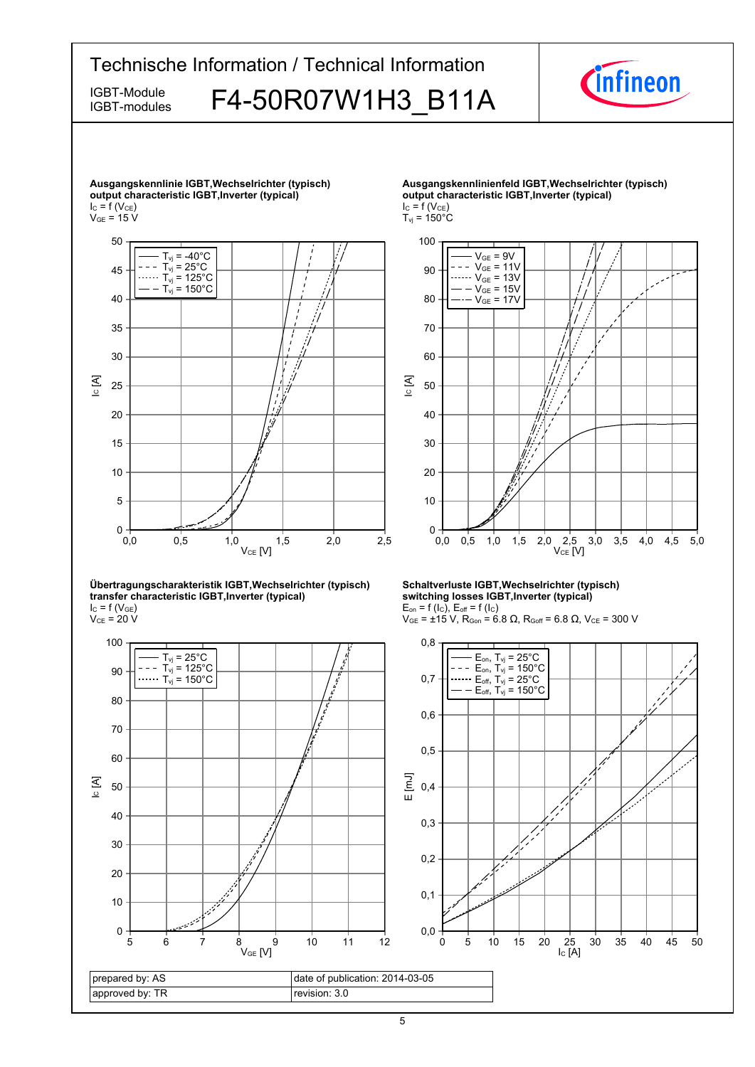Ausgangskennlinie IGBT,Wechselrichter (typisch)
**output characteristic IGBT,Inverter (typical)**
$I_C = f(V_{CE})$
$V_{GE} = 15\ V$

Ausgangskennlinienfeld IGBT,Wechselrichter (typisch)
**output characteristic IGBT,Inverter (typical)**
$I_C = f(V_{CE})$
$T_{vj} = 150°C$

Übertragungscharakteristik IGBT,Wechselrichter (typisch)
**transfer characteristic IGBT,Inverter (typical)**
$I_C = f(V_{GE})$
$V_{CE} = 20\ V$

Schaltverluste IGBT,Wechselrichter (typisch)
**switching losses IGBT,Inverter (typical)**
$E_{on} = f(I_C)$, $E_{off} = f(I_C)$
$V_{GE} = \pm 15\ V$, $R_{Gon} = 6.8\ \Omega$, $R_{Goff} = 6.8\ \Omega$, $V_{CE} = 300\ V$

| prepared by: AS | date of publication: 2014-03-05 |
|---|---|
| approved by: TR | revision: 3.0 |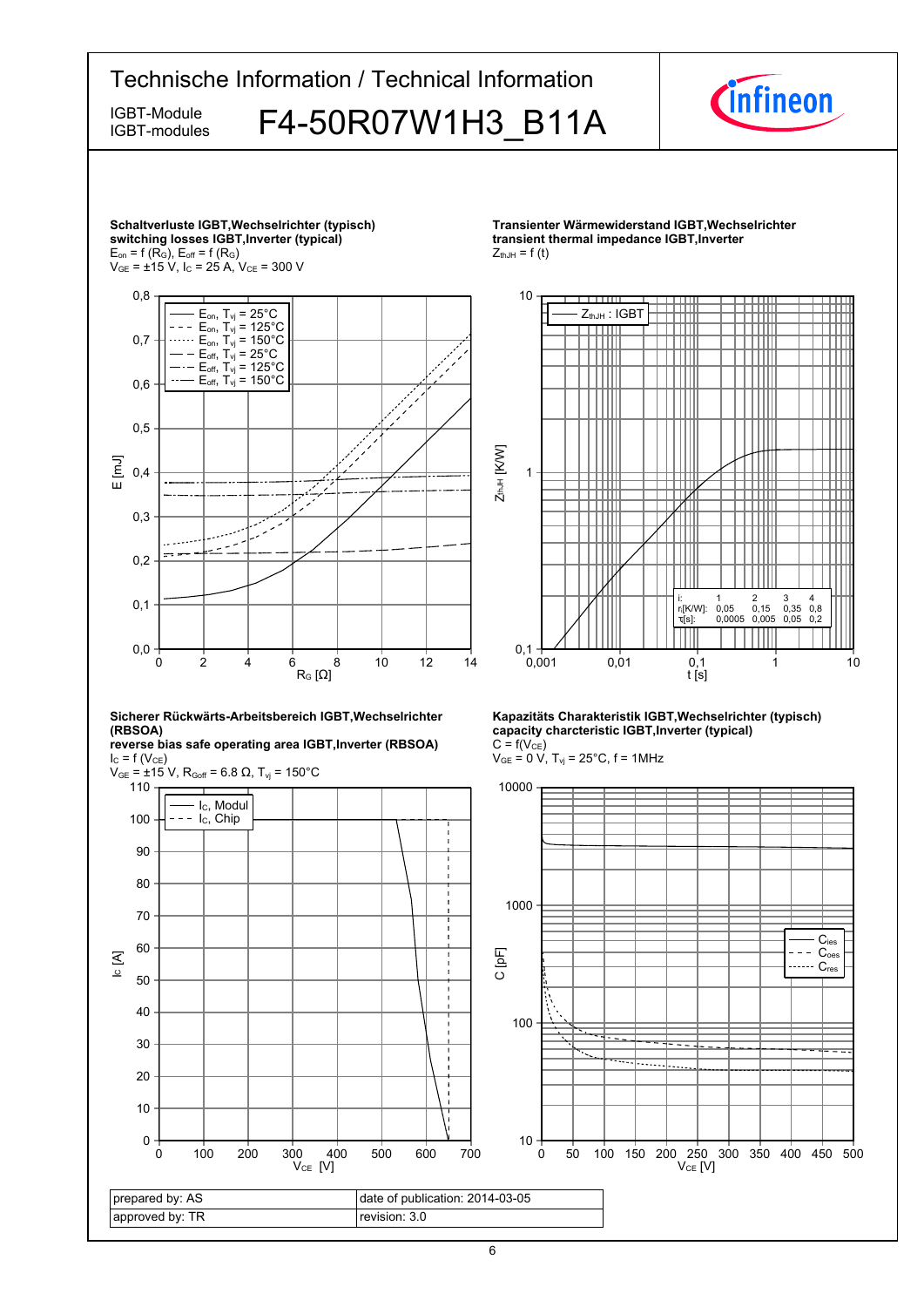**Schaltverluste IGBT,Wechselrichter (typisch)**
**switching losses IGBT,Inverter (typical)**
$E_{on} = f(R_G)$, $E_{off} = f(R_G)$
$V_{GE} = \pm 15$ V, $I_C = 25$ A, $V_{CE} = 300$ V

**Transienter Wärmewiderstand IGBT,Wechselrichter**
**transient thermal impedance IGBT,Inverter**
$Z_{thJH} = f(t)$

| i: | 1 | 2 | 3 | 4 |
|---|---|---|---|---|
| $r_i$[K/W]: | 0,05 | 0,15 | 0,35 | 0,8 |
| $\tau_i$[s]: | 0,0005 | 0,005 | 0,05 | 0,2 |

**Sicherer Rückwärts-Arbeitsbereich IGBT,Wechselrichter (RBSOA)**
**reverse bias safe operating area IGBT,Inverter (RBSOA)**
$I_C = f(V_{CE})$
$V_{GE} = \pm 15$ V, $R_{Goff} = 6.8\ \Omega$, $T_{vj} = 150°C$

**Kapazitäts Charakteristik IGBT,Wechselrichter (typisch)**
**capacity charcteristic IGBT,Inverter (typical)**
$C = f(V_{CE})$
$V_{GE} = 0$ V, $T_{vj} = 25°C$, f = 1MHz

| prepared by: AS | date of publication: 2014-03-05 |
|---|---|
| approved by: TR | revision: 3.0 |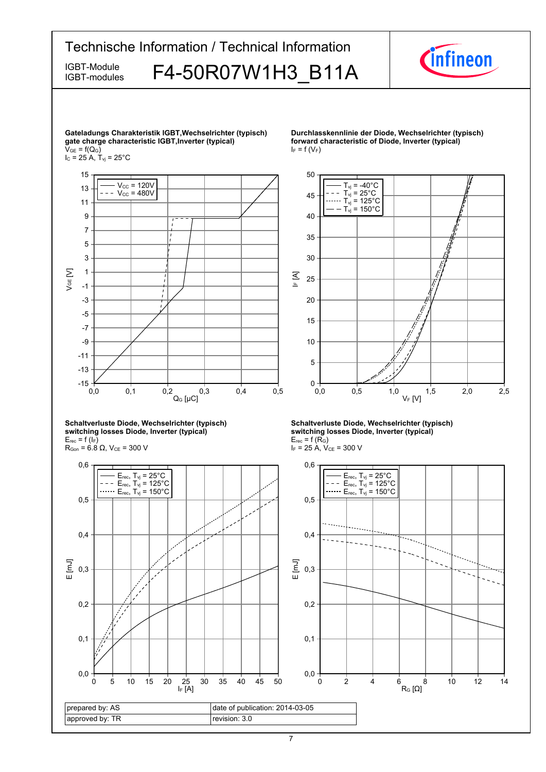**Gateladungs Charakteristik IGBT,Wechselrichter (typisch)**
**gate charge characteristic IGBT,Inverter (typical)**
$V_{GE} = f(Q_G)$
$I_C = 25\ A$, $T_{vj} = 25°C$

**Durchlasskennlinie der Diode, Wechselrichter (typisch)**
**forward characteristic of Diode, Inverter (typical)**
$I_F = f(V_F)$

**Schaltverluste Diode, Wechselrichter (typisch)**
**switching losses Diode, Inverter (typical)**
$E_{rec} = f(I_F)$
$R_{Gon} = 6.8\ \Omega$, $V_{CE} = 300\ V$

**Schaltverluste Diode, Wechselrichter (typisch)**
**switching losses Diode, Inverter (typical)**
$E_{rec} = f(R_G)$
$I_F = 25\ A$, $V_{CE} = 300\ V$

| prepared by: AS | date of publication: 2014-03-05 |
|---|---|
| approved by: TR | revision: 3.0 |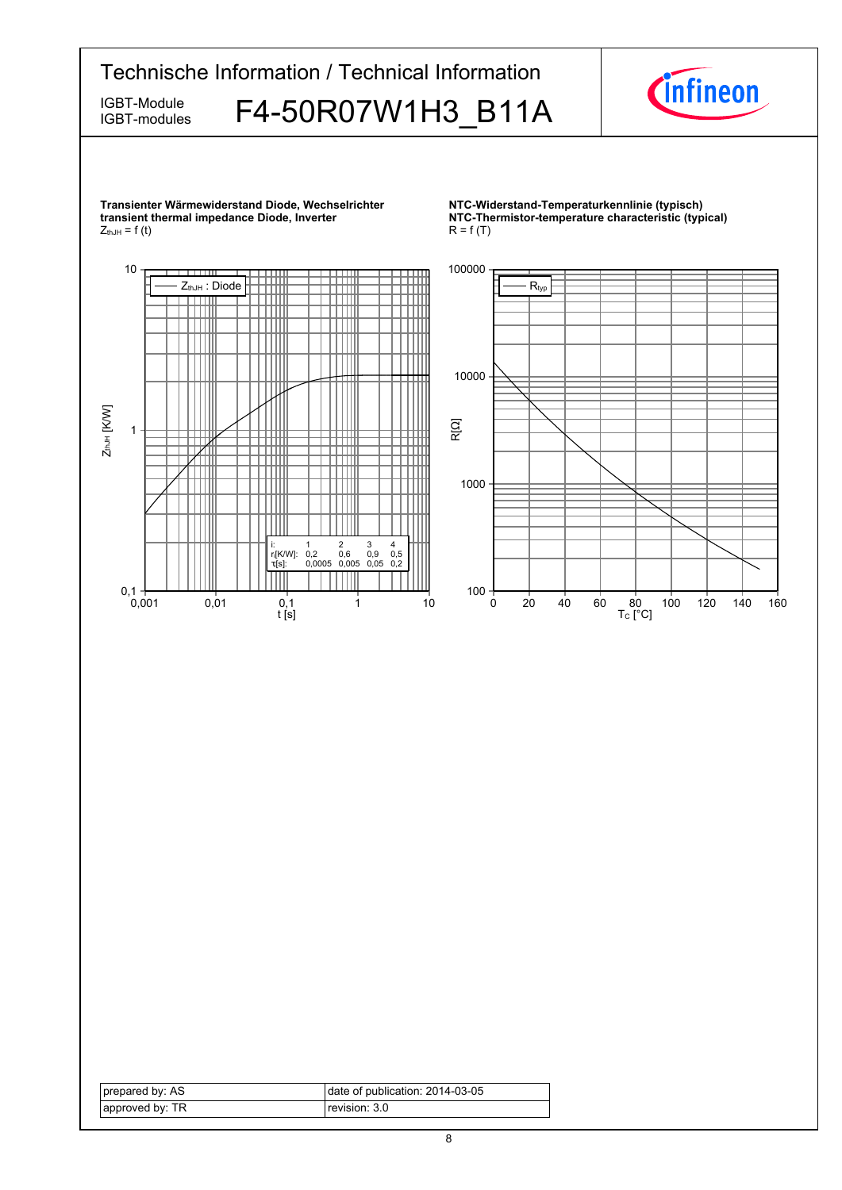**Transienter Wärmewiderstand Diode, Wechselrichter**
**transient thermal impedance Diode, Inverter**
$Z_{thJH} = f(t)$

| i: | 1 | 2 | 3 | 4 |
|---|---|---|---|---|
| $r_i$[K/W]: | 0,2 | 0,6 | 0,9 | 0,5 |
| $\tau_i$[s]: | 0,0005 | 0,005 | 0,05 | 0,2 |

**NTC-Widerstand-Temperaturkennlinie (typisch)**
**NTC-Thermistor-temperature characteristic (typical)**
$R = f(T)$

| prepared by: AS | date of publication: 2014-03-05 |
|---|---|
| approved by: TR | revision: 3.0 |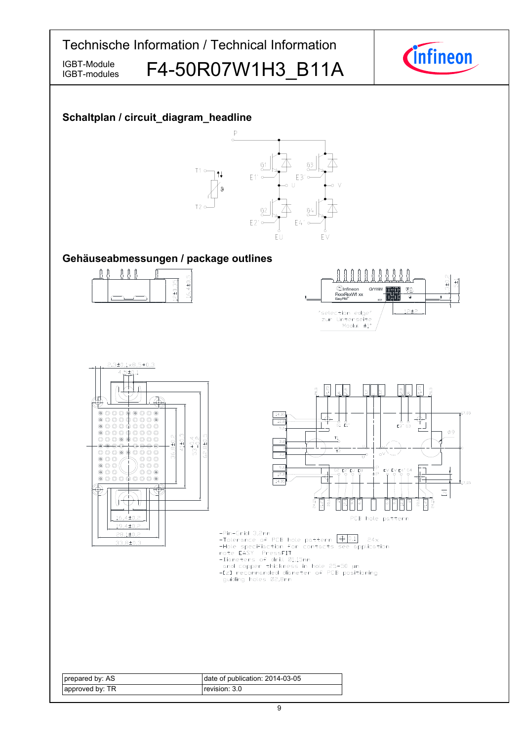# Technische Information / Technical Information

IGBT-Module
IGBT-modules

# F4-50R07W1H3_B11A

## Schaltplan / circuit_diagram_headline

## Gehäuseabmessungen / package outlines

- Pin-Grid 3,2mm
- Tolerance of PCB hole pattern ⌖ 0,1 24x
- Hole specification for contacts see application note EASY PressFIT
- Diameters of drill Ø1,15mm and copper thickness in hole 25-50 µm
- [Z] recommended diameter of PCB positioning guiding holes Ø2,8mm

| prepared by: AS | date of publication: 2014-03-05 |
|---|---|
| approved by: TR | revision: 3.0 |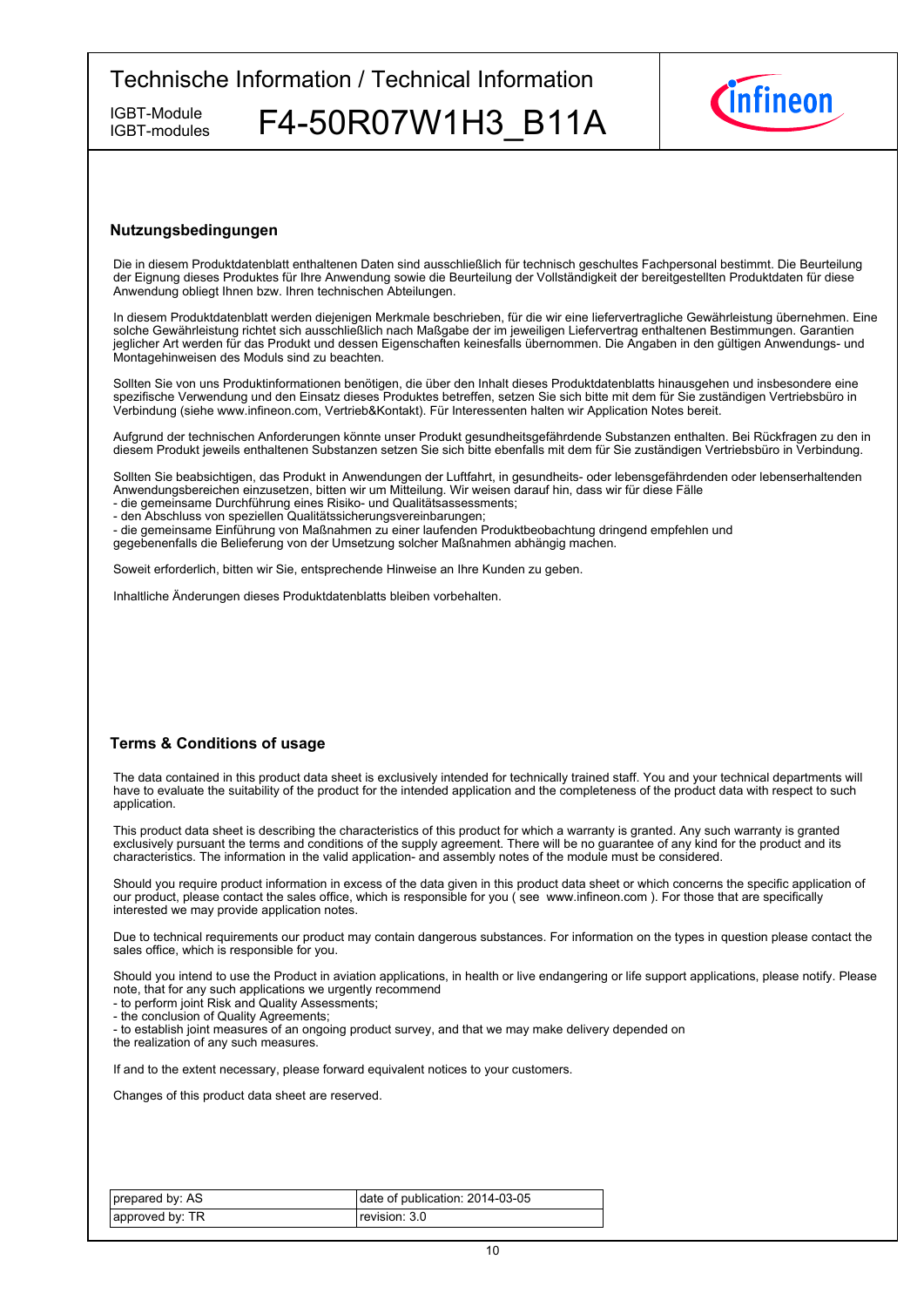## Nutzungsbedingungen

Die in diesem Produktdatenblatt enthaltenen Daten sind ausschließlich für technisch geschultes Fachpersonal bestimmt. Die Beurteilung der Eignung dieses Produktes für Ihre Anwendung sowie die Beurteilung der Vollständigkeit der bereitgestellten Produktdaten für diese Anwendung obliegt Ihnen bzw. Ihren technischen Abteilungen.

In diesem Produktdatenblatt werden diejenigen Merkmale beschrieben, für die wir eine liefervertragliche Gewährleistung übernehmen. Eine solche Gewährleistung richtet sich ausschließlich nach Maßgabe der im jeweiligen Liefervertrag enthaltenen Bestimmungen. Garantien jeglicher Art werden für das Produkt und dessen Eigenschaften keinesfalls übernommen. Die Angaben in den gültigen Anwendungs- und Montagehinweisen des Moduls sind zu beachten.

Sollten Sie von uns Produktinformationen benötigen, die über den Inhalt dieses Produktdatenblatts hinausgehen und insbesondere eine spezifische Verwendung und den Einsatz dieses Produktes betreffen, setzen Sie sich bitte mit dem für Sie zuständigen Vertriebsbüro in Verbindung (siehe www.infineon.com, Vertrieb&Kontakt). Für Interessenten halten wir Application Notes bereit.

Aufgrund der technischen Anforderungen könnte unser Produkt gesundheitsgefährdende Substanzen enthalten. Bei Rückfragen zu den in diesem Produkt jeweils enthaltenen Substanzen setzen Sie sich bitte ebenfalls mit dem für Sie zuständigen Vertriebsbüro in Verbindung.

Sollten Sie beabsichtigen, das Produkt in Anwendungen der Luftfahrt, in gesundheits- oder lebensgefährdenden oder lebenserhaltenden Anwendungsbereichen einzusetzen, bitten wir um Mitteilung. Wir weisen darauf hin, dass wir für diese Fälle
- die gemeinsame Durchführung eines Risiko- und Qualitätsassessments;
- den Abschluss von speziellen Qualitätssicherungsvereinbarungen;
- die gemeinsame Einführung von Maßnahmen zu einer laufenden Produktbeobachtung dringend empfehlen und gegebenenfalls die Belieferung von der Umsetzung solcher Maßnahmen abhängig machen.

Soweit erforderlich, bitten wir Sie, entsprechende Hinweise an Ihre Kunden zu geben.

Inhaltliche Änderungen dieses Produktdatenblatts bleiben vorbehalten.

## Terms & Conditions of usage

The data contained in this product data sheet is exclusively intended for technically trained staff. You and your technical departments will have to evaluate the suitability of the product for the intended application and the completeness of the product data with respect to such application.

This product data sheet is describing the characteristics of this product for which a warranty is granted. Any such warranty is granted exclusively pursuant the terms and conditions of the supply agreement. There will be no guarantee of any kind for the product and its characteristics. The information in the valid application- and assembly notes of the module must be considered.

Should you require product information in excess of the data given in this product data sheet or which concerns the specific application of our product, please contact the sales office, which is responsible for you ( see www.infineon.com ). For those that are specifically interested we may provide application notes.

Due to technical requirements our product may contain dangerous substances. For information on the types in question please contact the sales office, which is responsible for you.

Should you intend to use the Product in aviation applications, in health or live endangering or life support applications, please notify. Please note, that for any such applications we urgently recommend
- to perform joint Risk and Quality Assessments;
- the conclusion of Quality Agreements;
- to establish joint measures of an ongoing product survey, and that we may make delivery depended on the realization of any such measures.

If and to the extent necessary, please forward equivalent notices to your customers.

Changes of this product data sheet are reserved.

| | |
|---|---|
| prepared by: AS | date of publication: 2014-03-05 |
| approved by: TR | revision: 3.0 |